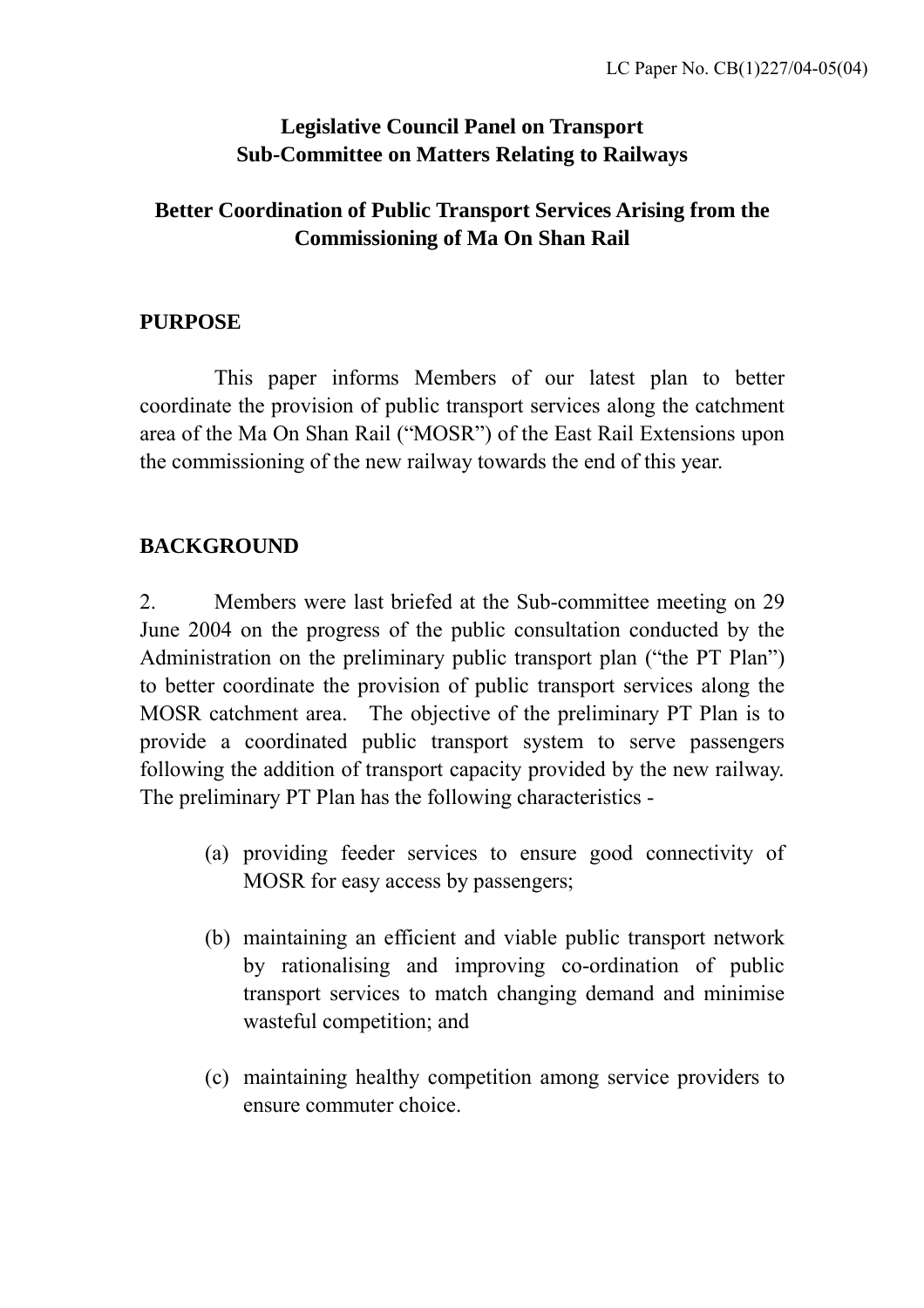LC Paper No. CB(1)227/04-05(04)

**Legislative Council Panel on Transport**
**Sub-Committee on Matters Relating to Railways**

**Better Coordination of Public Transport Services Arising from the Commissioning of Ma On Shan Rail**

## PURPOSE

This paper informs Members of our latest plan to better coordinate the provision of public transport services along the catchment area of the Ma On Shan Rail ("MOSR") of the East Rail Extensions upon the commissioning of the new railway towards the end of this year.

## BACKGROUND

2. Members were last briefed at the Sub-committee meeting on 29 June 2004 on the progress of the public consultation conducted by the Administration on the preliminary public transport plan ("the PT Plan") to better coordinate the provision of public transport services along the MOSR catchment area. The objective of the preliminary PT Plan is to provide a coordinated public transport system to serve passengers following the addition of transport capacity provided by the new railway. The preliminary PT Plan has the following characteristics -

(a) providing feeder services to ensure good connectivity of MOSR for easy access by passengers;

(b) maintaining an efficient and viable public transport network by rationalising and improving co-ordination of public transport services to match changing demand and minimise wasteful competition; and

(c) maintaining healthy competition among service providers to ensure commuter choice.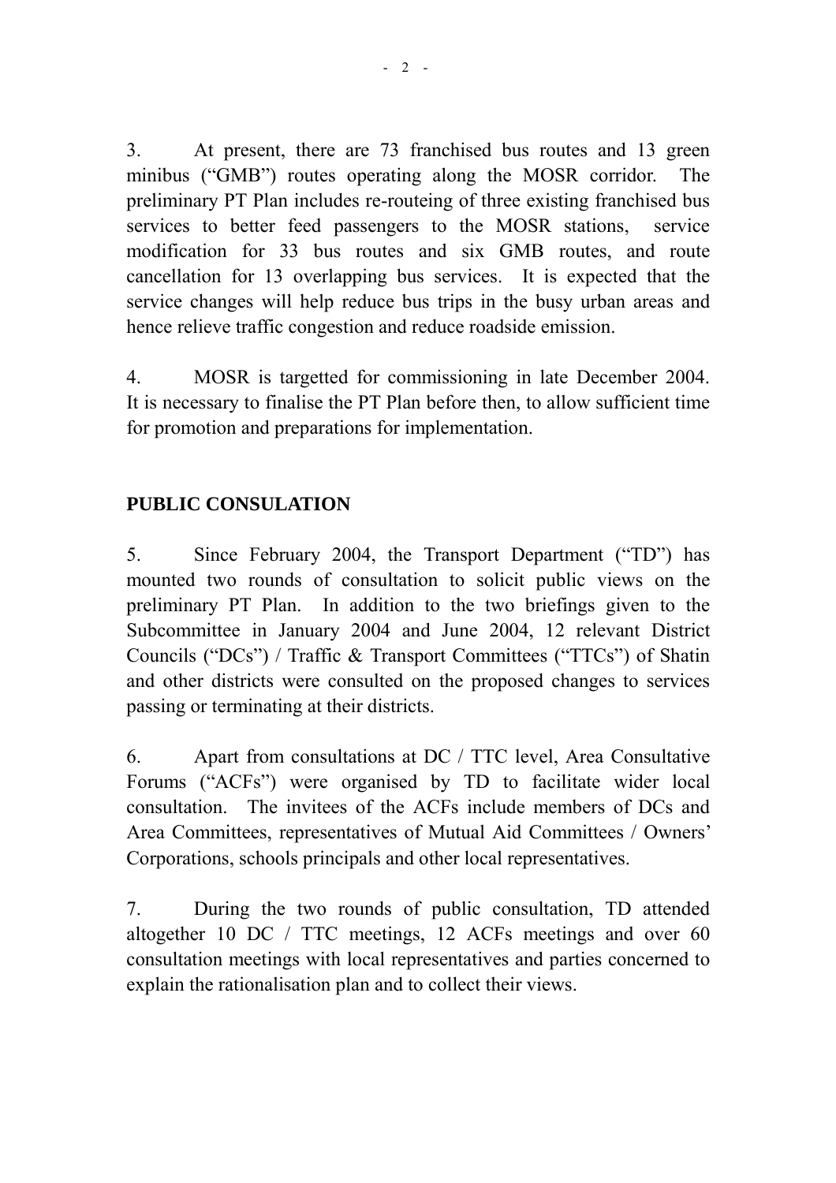3. At present, there are 73 franchised bus routes and 13 green minibus ("GMB") routes operating along the MOSR corridor. The preliminary PT Plan includes re-routeing of three existing franchised bus services to better feed passengers to the MOSR stations, service modification for 33 bus routes and six GMB routes, and route cancellation for 13 overlapping bus services. It is expected that the service changes will help reduce bus trips in the busy urban areas and hence relieve traffic congestion and reduce roadside emission.

4. MOSR is targetted for commissioning in late December 2004. It is necessary to finalise the PT Plan before then, to allow sufficient time for promotion and preparations for implementation.

**PUBLIC CONSULATION**

5. Since February 2004, the Transport Department ("TD") has mounted two rounds of consultation to solicit public views on the preliminary PT Plan. In addition to the two briefings given to the Subcommittee in January 2004 and June 2004, 12 relevant District Councils ("DCs") / Traffic & Transport Committees ("TTCs") of Shatin and other districts were consulted on the proposed changes to services passing or terminating at their districts.

6. Apart from consultations at DC / TTC level, Area Consultative Forums ("ACFs") were organised by TD to facilitate wider local consultation. The invitees of the ACFs include members of DCs and Area Committees, representatives of Mutual Aid Committees / Owners' Corporations, schools principals and other local representatives.

7. During the two rounds of public consultation, TD attended altogether 10 DC / TTC meetings, 12 ACFs meetings and over 60 consultation meetings with local representatives and parties concerned to explain the rationalisation plan and to collect their views.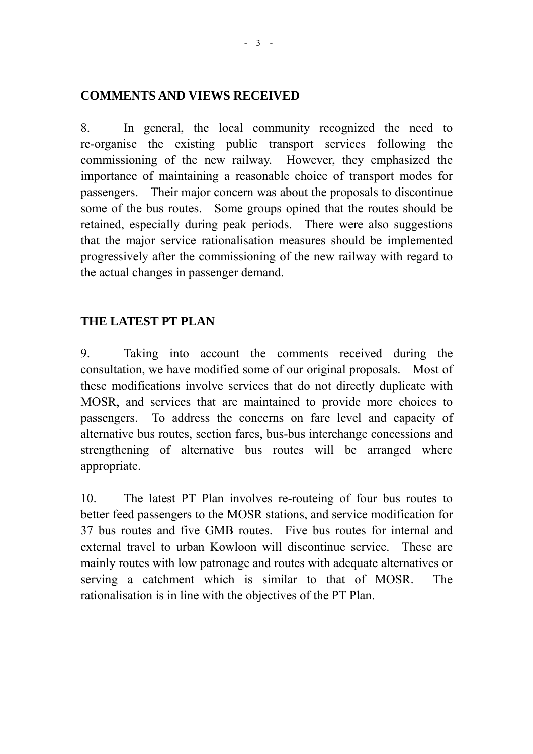## COMMENTS AND VIEWS RECEIVED

8. In general, the local community recognized the need to re-organise the existing public transport services following the commissioning of the new railway. However, they emphasized the importance of maintaining a reasonable choice of transport modes for passengers. Their major concern was about the proposals to discontinue some of the bus routes. Some groups opined that the routes should be retained, especially during peak periods. There were also suggestions that the major service rationalisation measures should be implemented progressively after the commissioning of the new railway with regard to the actual changes in passenger demand.

## THE LATEST PT PLAN

9. Taking into account the comments received during the consultation, we have modified some of our original proposals. Most of these modifications involve services that do not directly duplicate with MOSR, and services that are maintained to provide more choices to passengers. To address the concerns on fare level and capacity of alternative bus routes, section fares, bus-bus interchange concessions and strengthening of alternative bus routes will be arranged where appropriate.

10. The latest PT Plan involves re-routeing of four bus routes to better feed passengers to the MOSR stations, and service modification for 37 bus routes and five GMB routes. Five bus routes for internal and external travel to urban Kowloon will discontinue service. These are mainly routes with low patronage and routes with adequate alternatives or serving a catchment which is similar to that of MOSR. The rationalisation is in line with the objectives of the PT Plan.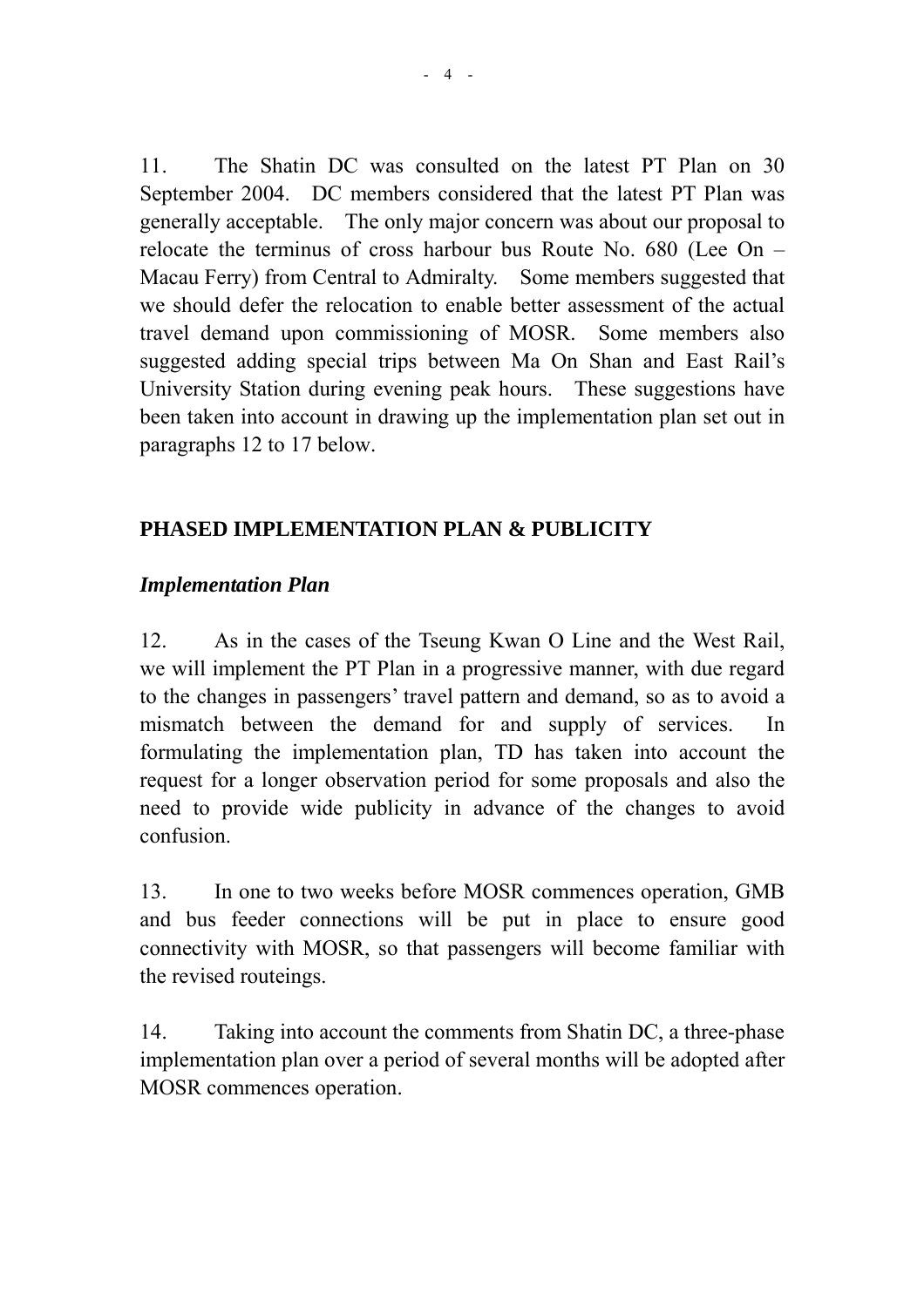11. The Shatin DC was consulted on the latest PT Plan on 30 September 2004. DC members considered that the latest PT Plan was generally acceptable. The only major concern was about our proposal to relocate the terminus of cross harbour bus Route No. 680 (Lee On – Macau Ferry) from Central to Admiralty. Some members suggested that we should defer the relocation to enable better assessment of the actual travel demand upon commissioning of MOSR. Some members also suggested adding special trips between Ma On Shan and East Rail's University Station during evening peak hours. These suggestions have been taken into account in drawing up the implementation plan set out in paragraphs 12 to 17 below.

## PHASED IMPLEMENTATION PLAN & PUBLICITY

### *Implementation Plan*

12. As in the cases of the Tseung Kwan O Line and the West Rail, we will implement the PT Plan in a progressive manner, with due regard to the changes in passengers' travel pattern and demand, so as to avoid a mismatch between the demand for and supply of services. In formulating the implementation plan, TD has taken into account the request for a longer observation period for some proposals and also the need to provide wide publicity in advance of the changes to avoid confusion.

13. In one to two weeks before MOSR commences operation, GMB and bus feeder connections will be put in place to ensure good connectivity with MOSR, so that passengers will become familiar with the revised routeings.

14. Taking into account the comments from Shatin DC, a three-phase implementation plan over a period of several months will be adopted after MOSR commences operation.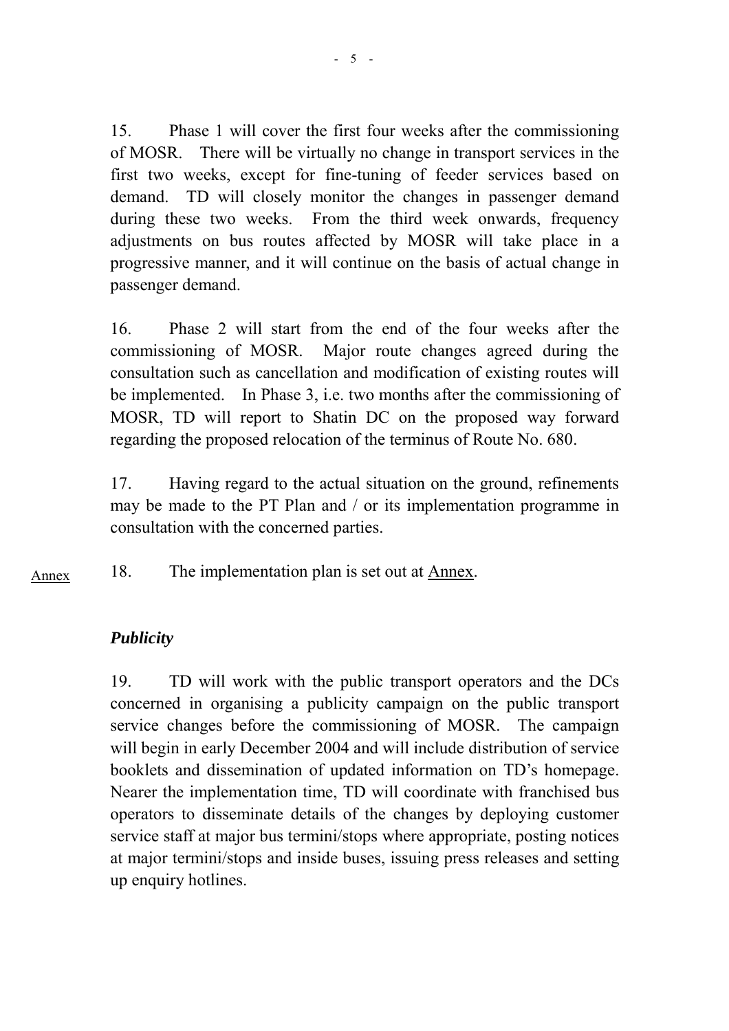15. Phase 1 will cover the first four weeks after the commissioning of MOSR. There will be virtually no change in transport services in the first two weeks, except for fine-tuning of feeder services based on demand. TD will closely monitor the changes in passenger demand during these two weeks. From the third week onwards, frequency adjustments on bus routes affected by MOSR will take place in a progressive manner, and it will continue on the basis of actual change in passenger demand.

16. Phase 2 will start from the end of the four weeks after the commissioning of MOSR. Major route changes agreed during the consultation such as cancellation and modification of existing routes will be implemented. In Phase 3, i.e. two months after the commissioning of MOSR, TD will report to Shatin DC on the proposed way forward regarding the proposed relocation of the terminus of Route No. 680.

17. Having regard to the actual situation on the ground, refinements may be made to the PT Plan and / or its implementation programme in consultation with the concerned parties.

Annex

18. The implementation plan is set out at Annex.

### *Publicity*

19. TD will work with the public transport operators and the DCs concerned in organising a publicity campaign on the public transport service changes before the commissioning of MOSR. The campaign will begin in early December 2004 and will include distribution of service booklets and dissemination of updated information on TD's homepage. Nearer the implementation time, TD will coordinate with franchised bus operators to disseminate details of the changes by deploying customer service staff at major bus termini/stops where appropriate, posting notices at major termini/stops and inside buses, issuing press releases and setting up enquiry hotlines.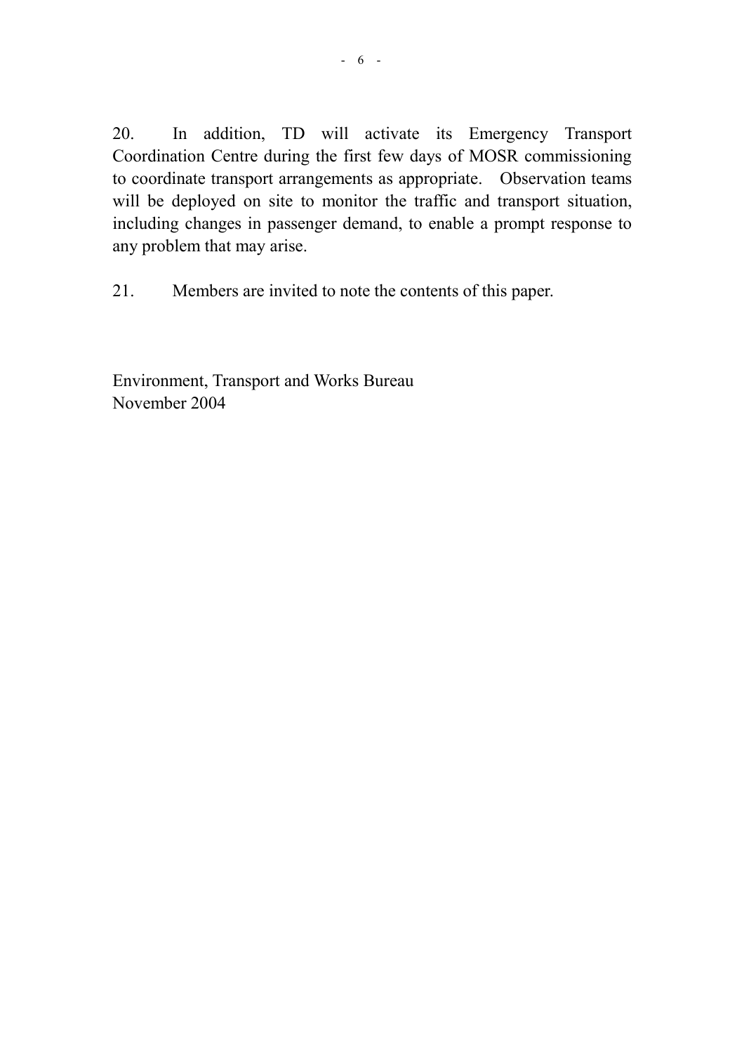20. In addition, TD will activate its Emergency Transport Coordination Centre during the first few days of MOSR commissioning to coordinate transport arrangements as appropriate. Observation teams will be deployed on site to monitor the traffic and transport situation, including changes in passenger demand, to enable a prompt response to any problem that may arise.

21. Members are invited to note the contents of this paper.

Environment, Transport and Works Bureau
November 2004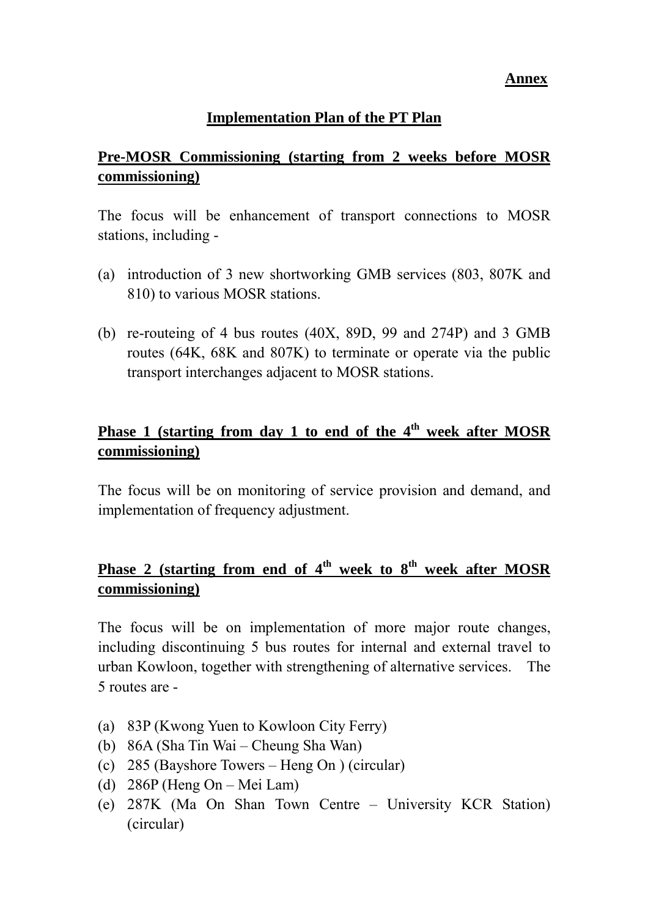**Annex**

## Implementation Plan of the PT Plan

### Pre-MOSR Commissioning (starting from 2 weeks before MOSR commissioning)

The focus will be enhancement of transport connections to MOSR stations, including -

(a) introduction of 3 new shortworking GMB services (803, 807K and 810) to various MOSR stations.

(b) re-routeing of 4 bus routes (40X, 89D, 99 and 274P) and 3 GMB routes (64K, 68K and 807K) to terminate or operate via the public transport interchanges adjacent to MOSR stations.

### Phase 1 (starting from day 1 to end of the 4th week after MOSR commissioning)

The focus will be on monitoring of service provision and demand, and implementation of frequency adjustment.

### Phase 2 (starting from end of 4th week to 8th week after MOSR commissioning)

The focus will be on implementation of more major route changes, including discontinuing 5 bus routes for internal and external travel to urban Kowloon, together with strengthening of alternative services. The 5 routes are -

(a) 83P (Kwong Yuen to Kowloon City Ferry)
(b) 86A (Sha Tin Wai – Cheung Sha Wan)
(c) 285 (Bayshore Towers – Heng On ) (circular)
(d) 286P (Heng On – Mei Lam)
(e) 287K (Ma On Shan Town Centre – University KCR Station) (circular)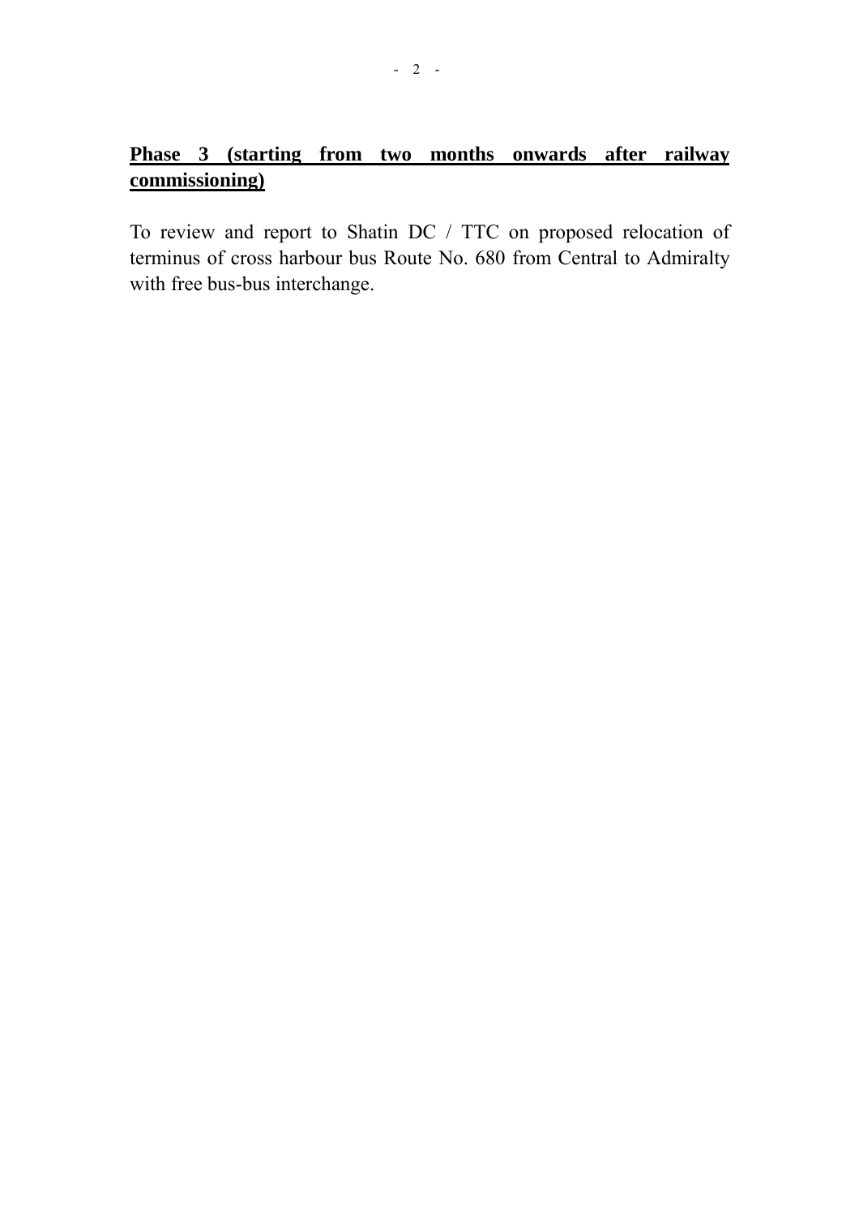**<u>Phase 3 (starting from two months onwards after railway commissioning)</u>**

To review and report to Shatin DC / TTC on proposed relocation of terminus of cross harbour bus Route No. 680 from Central to Admiralty with free bus-bus interchange.